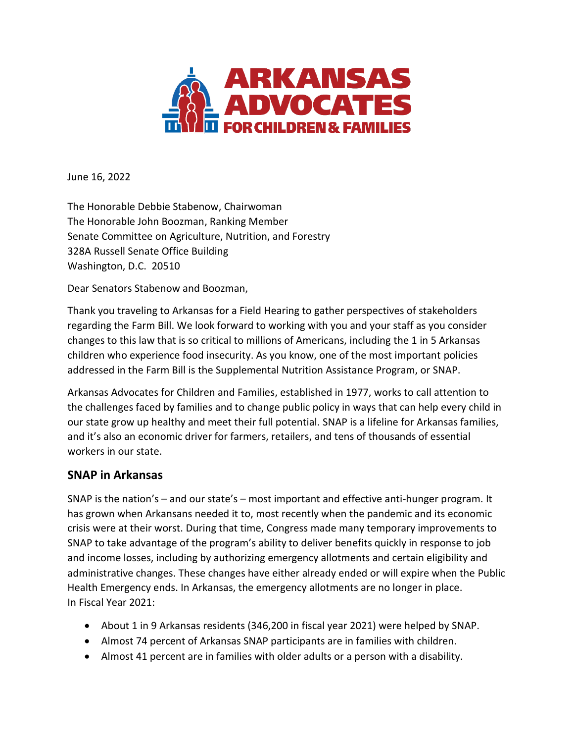ARKANSAS ADVOCATES FOR CHILDREN & FAMILIES

June 16, 2022

The Honorable Debbie Stabenow, Chairwoman
The Honorable John Boozman, Ranking Member
Senate Committee on Agriculture, Nutrition, and Forestry
328A Russell Senate Office Building
Washington, D.C. 20510

Dear Senators Stabenow and Boozman,

Thank you traveling to Arkansas for a Field Hearing to gather perspectives of stakeholders regarding the Farm Bill. We look forward to working with you and your staff as you consider changes to this law that is so critical to millions of Americans, including the 1 in 5 Arkansas children who experience food insecurity. As you know, one of the most important policies addressed in the Farm Bill is the Supplemental Nutrition Assistance Program, or SNAP.

Arkansas Advocates for Children and Families, established in 1977, works to call attention to the challenges faced by families and to change public policy in ways that can help every child in our state grow up healthy and meet their full potential. SNAP is a lifeline for Arkansas families, and it's also an economic driver for farmers, retailers, and tens of thousands of essential workers in our state.

## SNAP in Arkansas

SNAP is the nation's – and our state's – most important and effective anti-hunger program. It has grown when Arkansans needed it to, most recently when the pandemic and its economic crisis were at their worst. During that time, Congress made many temporary improvements to SNAP to take advantage of the program's ability to deliver benefits quickly in response to job and income losses, including by authorizing emergency allotments and certain eligibility and administrative changes. These changes have either already ended or will expire when the Public Health Emergency ends. In Arkansas, the emergency allotments are no longer in place.
In Fiscal Year 2021:

- About 1 in 9 Arkansas residents (346,200 in fiscal year 2021) were helped by SNAP.
- Almost 74 percent of Arkansas SNAP participants are in families with children.
- Almost 41 percent are in families with older adults or a person with a disability.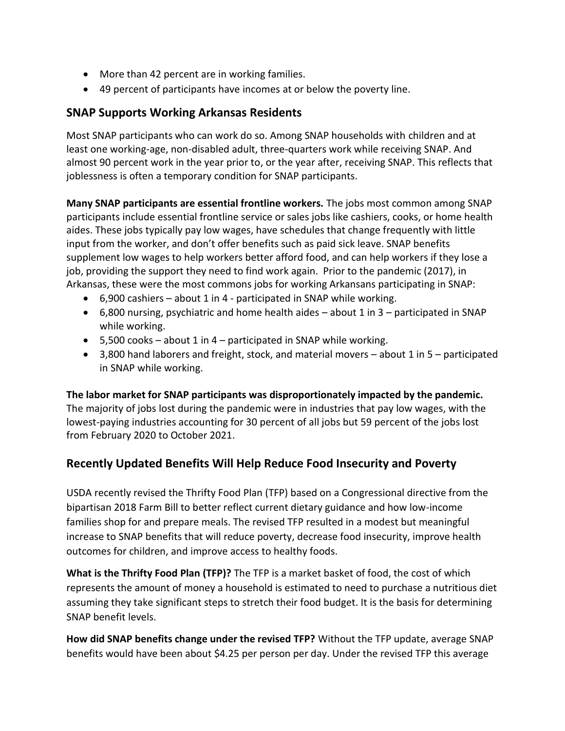- More than 42 percent are in working families.
- 49 percent of participants have incomes at or below the poverty line.

## SNAP Supports Working Arkansas Residents

Most SNAP participants who can work do so. Among SNAP households with children and at least one working-age, non-disabled adult, three-quarters work while receiving SNAP. And almost 90 percent work in the year prior to, or the year after, receiving SNAP. This reflects that joblessness is often a temporary condition for SNAP participants.

**Many SNAP participants are essential frontline workers.** The jobs most common among SNAP participants include essential frontline service or sales jobs like cashiers, cooks, or home health aides. These jobs typically pay low wages, have schedules that change frequently with little input from the worker, and don't offer benefits such as paid sick leave. SNAP benefits supplement low wages to help workers better afford food, and can help workers if they lose a job, providing the support they need to find work again. Prior to the pandemic (2017), in Arkansas, these were the most commons jobs for working Arkansans participating in SNAP:

- 6,900 cashiers – about 1 in 4 - participated in SNAP while working.
- 6,800 nursing, psychiatric and home health aides – about 1 in 3 – participated in SNAP while working.
- 5,500 cooks – about 1 in 4 – participated in SNAP while working.
- 3,800 hand laborers and freight, stock, and material movers – about 1 in 5 – participated in SNAP while working.

**The labor market for SNAP participants was disproportionately impacted by the pandemic.** The majority of jobs lost during the pandemic were in industries that pay low wages, with the lowest-paying industries accounting for 30 percent of all jobs but 59 percent of the jobs lost from February 2020 to October 2021.

## Recently Updated Benefits Will Help Reduce Food Insecurity and Poverty

USDA recently revised the Thrifty Food Plan (TFP) based on a Congressional directive from the bipartisan 2018 Farm Bill to better reflect current dietary guidance and how low-income families shop for and prepare meals. The revised TFP resulted in a modest but meaningful increase to SNAP benefits that will reduce poverty, decrease food insecurity, improve health outcomes for children, and improve access to healthy foods.

**What is the Thrifty Food Plan (TFP)?** The TFP is a market basket of food, the cost of which represents the amount of money a household is estimated to need to purchase a nutritious diet assuming they take significant steps to stretch their food budget. It is the basis for determining SNAP benefit levels.

**How did SNAP benefits change under the revised TFP?** Without the TFP update, average SNAP benefits would have been about $4.25 per person per day. Under the revised TFP this average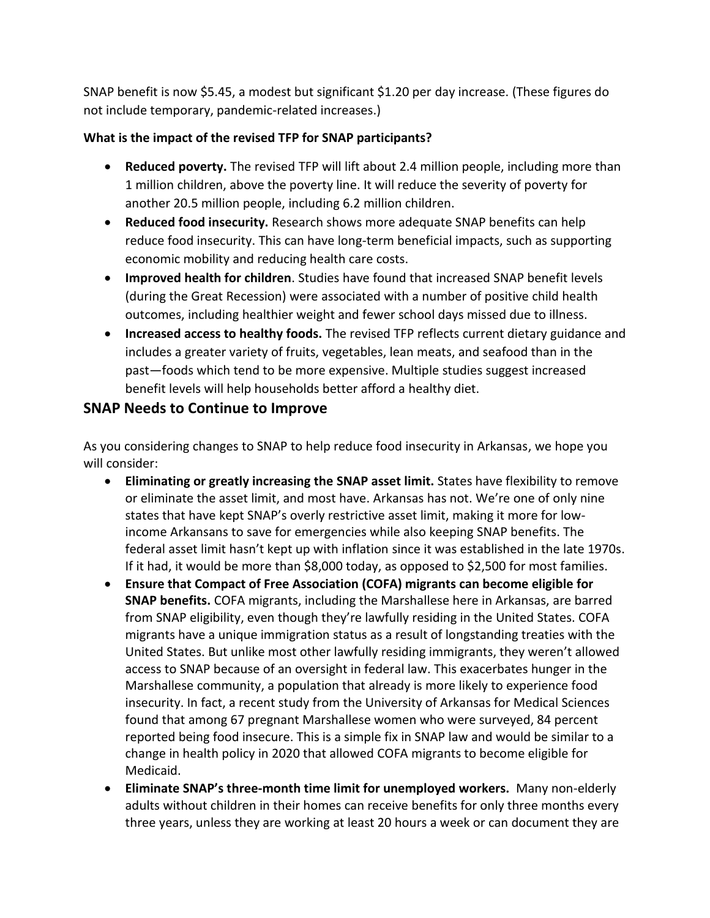SNAP benefit is now $5.45, a modest but significant $1.20 per day increase. (These figures do not include temporary, pandemic-related increases.)

**What is the impact of the revised TFP for SNAP participants?**

- **Reduced poverty.** The revised TFP will lift about 2.4 million people, including more than 1 million children, above the poverty line. It will reduce the severity of poverty for another 20.5 million people, including 6.2 million children.
- **Reduced food insecurity.** Research shows more adequate SNAP benefits can help reduce food insecurity. This can have long-term beneficial impacts, such as supporting economic mobility and reducing health care costs.
- **Improved health for children**. Studies have found that increased SNAP benefit levels (during the Great Recession) were associated with a number of positive child health outcomes, including healthier weight and fewer school days missed due to illness.
- **Increased access to healthy foods.** The revised TFP reflects current dietary guidance and includes a greater variety of fruits, vegetables, lean meats, and seafood than in the past—foods which tend to be more expensive. Multiple studies suggest increased benefit levels will help households better afford a healthy diet.

## SNAP Needs to Continue to Improve

As you considering changes to SNAP to help reduce food insecurity in Arkansas, we hope you will consider:

- **Eliminating or greatly increasing the SNAP asset limit.** States have flexibility to remove or eliminate the asset limit, and most have. Arkansas has not. We're one of only nine states that have kept SNAP's overly restrictive asset limit, making it more for low-income Arkansans to save for emergencies while also keeping SNAP benefits. The federal asset limit hasn't kept up with inflation since it was established in the late 1970s. If it had, it would be more than $8,000 today, as opposed to $2,500 for most families.
- **Ensure that Compact of Free Association (COFA) migrants can become eligible for SNAP benefits.** COFA migrants, including the Marshallese here in Arkansas, are barred from SNAP eligibility, even though they're lawfully residing in the United States. COFA migrants have a unique immigration status as a result of longstanding treaties with the United States. But unlike most other lawfully residing immigrants, they weren't allowed access to SNAP because of an oversight in federal law. This exacerbates hunger in the Marshallese community, a population that already is more likely to experience food insecurity. In fact, a recent study from the University of Arkansas for Medical Sciences found that among 67 pregnant Marshallese women who were surveyed, 84 percent reported being food insecure. This is a simple fix in SNAP law and would be similar to a change in health policy in 2020 that allowed COFA migrants to become eligible for Medicaid.
- **Eliminate SNAP's three-month time limit for unemployed workers.** Many non-elderly adults without children in their homes can receive benefits for only three months every three years, unless they are working at least 20 hours a week or can document they are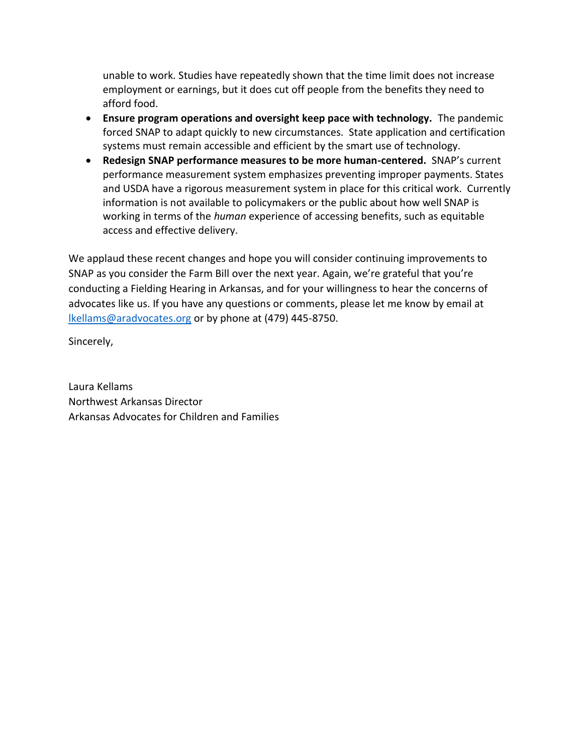unable to work. Studies have repeatedly shown that the time limit does not increase employment or earnings, but it does cut off people from the benefits they need to afford food.

- **Ensure program operations and oversight keep pace with technology.** The pandemic forced SNAP to adapt quickly to new circumstances. State application and certification systems must remain accessible and efficient by the smart use of technology.
- **Redesign SNAP performance measures to be more human-centered.** SNAP's current performance measurement system emphasizes preventing improper payments. States and USDA have a rigorous measurement system in place for this critical work. Currently information is not available to policymakers or the public about how well SNAP is working in terms of the *human* experience of accessing benefits, such as equitable access and effective delivery.

We applaud these recent changes and hope you will consider continuing improvements to SNAP as you consider the Farm Bill over the next year. Again, we're grateful that you're conducting a Fielding Hearing in Arkansas, and for your willingness to hear the concerns of advocates like us. If you have any questions or comments, please let me know by email at [lkellams@aradvocates.org](mailto:lkellams@aradvocates.org) or by phone at (479) 445-8750.

Sincerely,

Laura Kellams
Northwest Arkansas Director
Arkansas Advocates for Children and Families